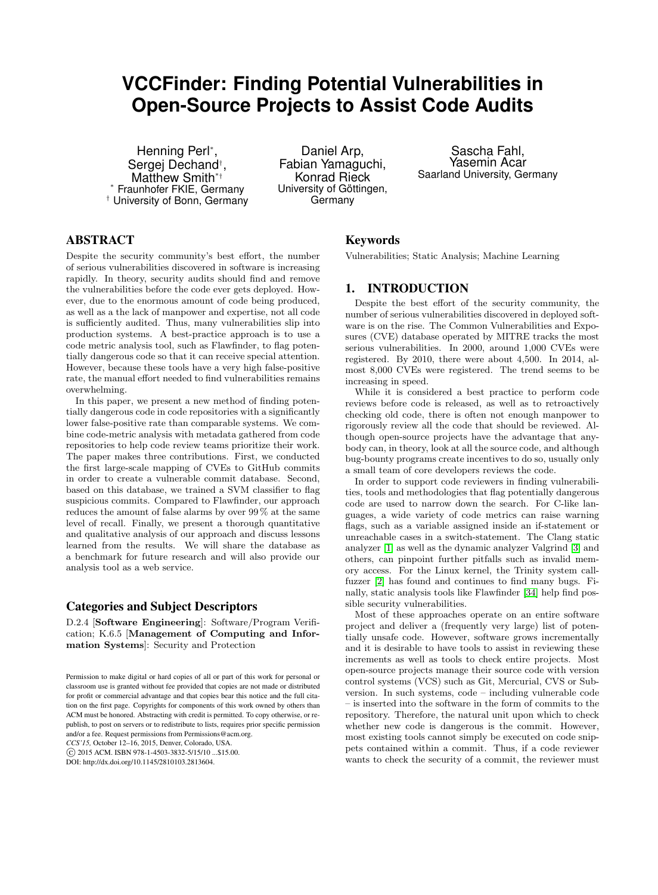# VCCFinder: Finding Potential Vulnerabilities in Open-Source Projects to Assist Code Audits

Henning Perl*, Sergej Dechand†, Matthew Smith*†
* Fraunhofer FKIE, Germany
† University of Bonn, Germany

Daniel Arp, Fabian Yamaguchi, Konrad Rieck
University of Göttingen, Germany

Sascha Fahl, Yasemin Acar
Saarland University, Germany

## ABSTRACT

Despite the security community's best effort, the number of serious vulnerabilities discovered in software is increasing rapidly. In theory, security audits should find and remove the vulnerabilities before the code ever gets deployed. However, due to the enormous amount of code being produced, as well as a the lack of manpower and expertise, not all code is sufficiently audited. Thus, many vulnerabilities slip into production systems. A best-practice approach is to use a code metric analysis tool, such as Flawfinder, to flag potentially dangerous code so that it can receive special attention. However, because these tools have a very high false-positive rate, the manual effort needed to find vulnerabilities remains overwhelming.

In this paper, we present a new method of finding potentially dangerous code in code repositories with a significantly lower false-positive rate than comparable systems. We combine code-metric analysis with metadata gathered from code repositories to help code review teams prioritize their work. The paper makes three contributions. First, we conducted the first large-scale mapping of CVEs to GitHub commits in order to create a vulnerable commit database. Second, based on this database, we trained a SVM classifier to flag suspicious commits. Compared to Flawfinder, our approach reduces the amount of false alarms by over 99 % at the same level of recall. Finally, we present a thorough quantitative and qualitative analysis of our approach and discuss lessons learned from the results. We will share the database as a benchmark for future research and will also provide our analysis tool as a web service.

### Categories and Subject Descriptors

D.2.4 [**Software Engineering**]: Software/Program Verification; K.6.5 [**Management of Computing and Information Systems**]: Security and Protection

Permission to make digital or hard copies of all or part of this work for personal or classroom use is granted without fee provided that copies are not made or distributed for profit or commercial advantage and that copies bear this notice and the full citation on the first page. Copyrights for components of this work owned by others than ACM must be honored. Abstracting with credit is permitted. To copy otherwise, or republish, to post on servers or to redistribute to lists, requires prior specific permission and/or a fee. Request permissions from Permissions@acm.org.
*CCS'15,* October 12–16, 2015, Denver, Colorado, USA.
© 2015 ACM. ISBN 978-1-4503-3832-5/15/10 ...$15.00.
DOI: http://dx.doi.org/10.1145/2810103.2813604.

### Keywords

Vulnerabilities; Static Analysis; Machine Learning

## 1. INTRODUCTION

Despite the best effort of the security community, the number of serious vulnerabilities discovered in deployed software is on the rise. The Common Vulnerabilities and Exposures (CVE) database operated by MITRE tracks the most serious vulnerabilities. In 2000, around 1,000 CVEs were registered. By 2010, there were about 4,500. In 2014, almost 8,000 CVEs were registered. The trend seems to be increasing in speed.

While it is considered a best practice to perform code reviews before code is released, as well as to retroactively checking old code, there is often not enough manpower to rigorously review all the code that should be reviewed. Although open-source projects have the advantage that anybody can, in theory, look at all the source code, and although bug-bounty programs create incentives to do so, usually only a small team of core developers reviews the code.

In order to support code reviewers in finding vulnerabilities, tools and methodologies that flag potentially dangerous code are used to narrow down the search. For C-like languages, a wide variety of code metrics can raise warning flags, such as a variable assigned inside an if-statement or unreachable cases in a switch-statement. The Clang static analyzer [1] as well as the dynamic analyzer Valgrind [3] and others, can pinpoint further pitfalls such as invalid memory access. For the Linux kernel, the Trinity system call-fuzzer [2] has found and continues to find many bugs. Finally, static analysis tools like Flawfinder [34] help find possible security vulnerabilities.

Most of these approaches operate on an entire software project and deliver a (frequently very large) list of potentially unsafe code. However, software grows incrementally and it is desirable to have tools to assist in reviewing these increments as well as tools to check entire projects. Most open-source projects manage their source code with version control systems (VCS) such as Git, Mercurial, CVS or Subversion. In such systems, code – including vulnerable code – is inserted into the software in the form of commits to the repository. Therefore, the natural unit upon which to check whether new code is dangerous is the commit. However, most existing tools cannot simply be executed on code snippets contained within a commit. Thus, if a code reviewer wants to check the security of a commit, the reviewer must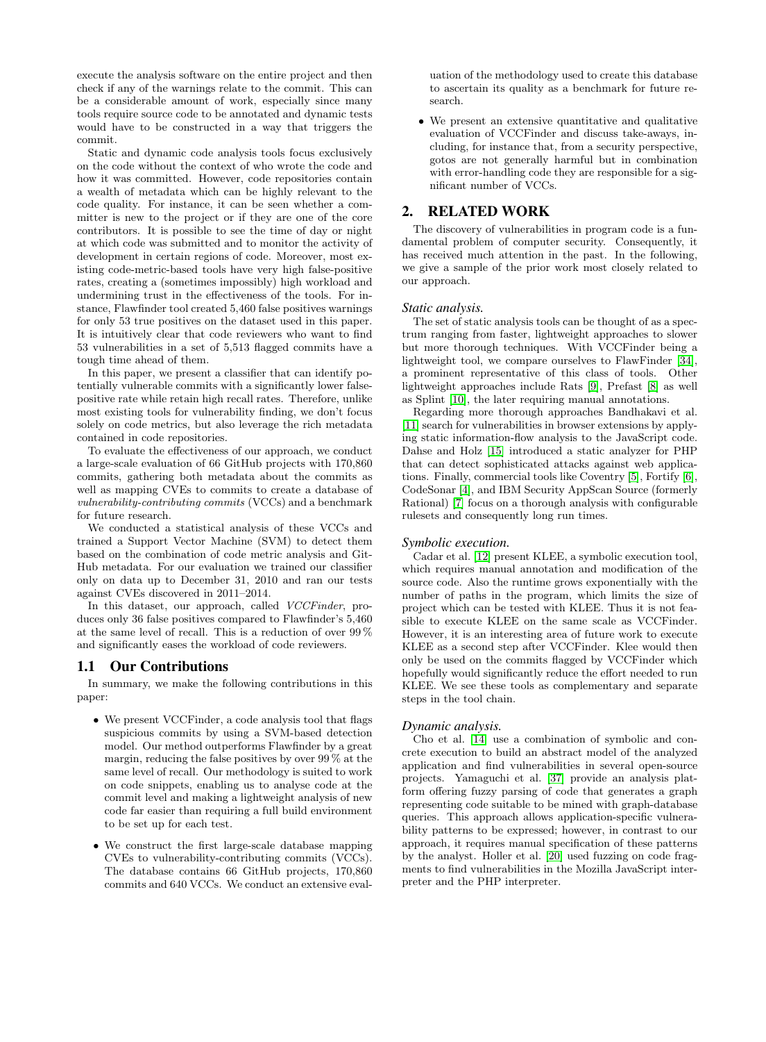execute the analysis software on the entire project and then check if any of the warnings relate to the commit. This can be a considerable amount of work, especially since many tools require source code to be annotated and dynamic tests would have to be constructed in a way that triggers the commit.

Static and dynamic code analysis tools focus exclusively on the code without the context of who wrote the code and how it was committed. However, code repositories contain a wealth of metadata which can be highly relevant to the code quality. For instance, it can be seen whether a committer is new to the project or if they are one of the core contributors. It is possible to see the time of day or night at which code was submitted and to monitor the activity of development in certain regions of code. Moreover, most existing code-metric-based tools have very high false-positive rates, creating a (sometimes impossibly) high workload and undermining trust in the effectiveness of the tools. For instance, Flawfinder tool created 5,460 false positives warnings for only 53 true positives on the dataset used in this paper. It is intuitively clear that code reviewers who want to find 53 vulnerabilities in a set of 5,513 flagged commits have a tough time ahead of them.

In this paper, we present a classifier that can identify potentially vulnerable commits with a significantly lower false-positive rate while retain high recall rates. Therefore, unlike most existing tools for vulnerability finding, we don't focus solely on code metrics, but also leverage the rich metadata contained in code repositories.

To evaluate the effectiveness of our approach, we conduct a large-scale evaluation of 66 GitHub projects with 170,860 commits, gathering both metadata about the commits as well as mapping CVEs to commits to create a database of *vulnerability-contributing commits* (VCCs) and a benchmark for future research.

We conducted a statistical analysis of these VCCs and trained a Support Vector Machine (SVM) to detect them based on the combination of code metric analysis and GitHub metadata. For our evaluation we trained our classifier only on data up to December 31, 2010 and ran our tests against CVEs discovered in 2011–2014.

In this dataset, our approach, called *VCCFinder*, produces only 36 false positives compared to Flawfinder's 5,460 at the same level of recall. This is a reduction of over 99 % and significantly eases the workload of code reviewers.

## 1.1 Our Contributions

In summary, we make the following contributions in this paper:

- We present VCCFinder, a code analysis tool that flags suspicious commits by using a SVM-based detection model. Our method outperforms Flawfinder by a great margin, reducing the false positives by over 99 % at the same level of recall. Our methodology is suited to work on code snippets, enabling us to analyse code at the commit level and making a lightweight analysis of new code far easier than requiring a full build environment to be set up for each test.
- We construct the first large-scale database mapping CVEs to vulnerability-contributing commits (VCCs). The database contains 66 GitHub projects, 170,860 commits and 640 VCCs. We conduct an extensive evaluation of the methodology used to create this database to ascertain its quality as a benchmark for future research.
- We present an extensive quantitative and qualitative evaluation of VCCFinder and discuss take-aways, including, for instance that, from a security perspective, gotos are not generally harmful but in combination with error-handling code they are responsible for a significant number of VCCs.

# 2. RELATED WORK

The discovery of vulnerabilities in program code is a fundamental problem of computer security. Consequently, it has received much attention in the past. In the following, we give a sample of the prior work most closely related to our approach.

### *Static analysis.*

The set of static analysis tools can be thought of as a spectrum ranging from faster, lightweight approaches to slower but more thorough techniques. With VCCFinder being a lightweight tool, we compare ourselves to FlawFinder [34], a prominent representative of this class of tools. Other lightweight approaches include Rats [9], Prefast [8] as well as Splint [10], the later requiring manual annotations.

Regarding more thorough approaches Bandhakavi et al. [11] search for vulnerabilities in browser extensions by applying static information-flow analysis to the JavaScript code. Dahse and Holz [15] introduced a static analyzer for PHP that can detect sophisticated attacks against web applications. Finally, commercial tools like Coventry [5], Fortify [6], CodeSonar [4], and IBM Security AppScan Source (formerly Rational) [7] focus on a thorough analysis with configurable rulesets and consequently long run times.

### *Symbolic execution.*

Cadar et al. [12] present KLEE, a symbolic execution tool, which requires manual annotation and modification of the source code. Also the runtime grows exponentially with the number of paths in the program, which limits the size of project which can be tested with KLEE. Thus it is not feasible to execute KLEE on the same scale as VCCFinder. However, it is an interesting area of future work to execute KLEE as a second step after VCCFinder. Klee would then only be used on the commits flagged by VCCFinder which hopefully would significantly reduce the effort needed to run KLEE. We see these tools as complementary and separate steps in the tool chain.

### *Dynamic analysis.*

Cho et al. [14] use a combination of symbolic and concrete execution to build an abstract model of the analyzed application and find vulnerabilities in several open-source projects. Yamaguchi et al. [37] provide an analysis platform offering fuzzy parsing of code that generates a graph representing code suitable to be mined with graph-database queries. This approach allows application-specific vulnerability patterns to be expressed; however, in contrast to our approach, it requires manual specification of these patterns by the analyst. Holler et al. [20] used fuzzing on code fragments to find vulnerabilities in the Mozilla JavaScript interpreter and the PHP interpreter.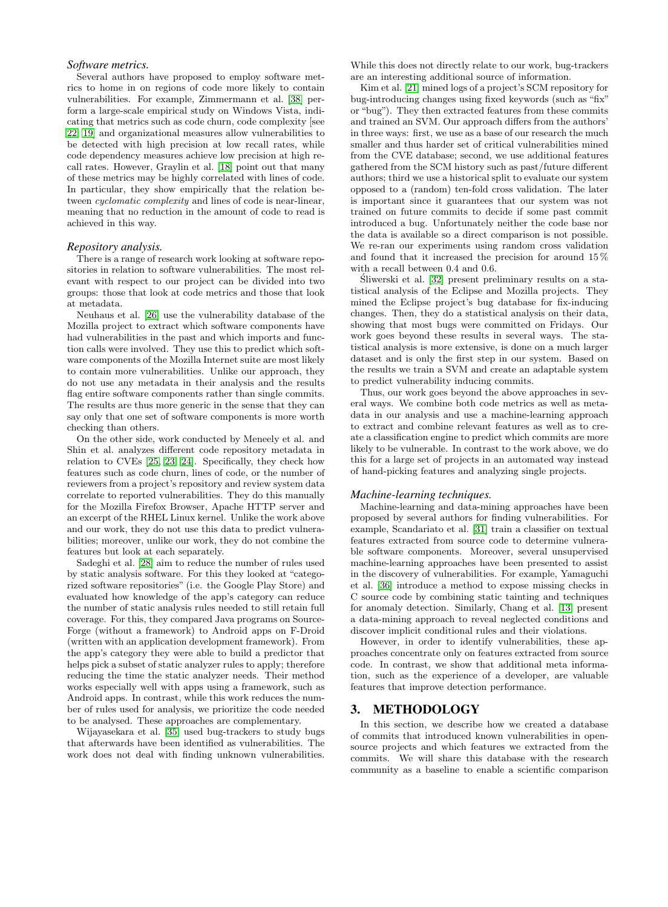### *Software metrics.*

Several authors have proposed to employ software metrics to home in on regions of code more likely to contain vulnerabilities. For example, Zimmermann et al. [38] perform a large-scale empirical study on Windows Vista, indicating that metrics such as code churn, code complexity [see [22, 19] and organizational measures allow vulnerabilities to be detected with high precision at low recall rates, while code dependency measures achieve low precision at high recall rates. However, Graylin et al. [18] point out that many of these metrics may be highly correlated with lines of code. In particular, they show empirically that the relation between *cyclomatic complexity* and lines of code is near-linear, meaning that no reduction in the amount of code to read is achieved in this way.

### *Repository analysis.*

There is a range of research work looking at software repositories in relation to software vulnerabilities. The most relevant with respect to our project can be divided into two groups: those that look at code metrics and those that look at metadata.

Neuhaus et al. [26] use the vulnerability database of the Mozilla project to extract which software components have had vulnerabilities in the past and which imports and function calls were involved. They use this to predict which software components of the Mozilla Internet suite are most likely to contain more vulnerabilities. Unlike our approach, they do not use any metadata in their analysis and the results flag entire software components rather than single commits. The results are thus more generic in the sense that they can say only that one set of software components is more worth checking than others.

On the other side, work conducted by Meneely et al. and Shin et al. analyzes different code repository metadata in relation to CVEs [25, 23, 24]. Specifically, they check how features such as code churn, lines of code, or the number of reviewers from a project's repository and review system data correlate to reported vulnerabilities. They do this manually for the Mozilla Firefox Browser, Apache HTTP server and an excerpt of the RHEL Linux kernel. Unlike the work above and our work, they do not use this data to predict vulnerabilities; moreover, unlike our work, they do not combine the features but look at each separately.

Sadeghi et al. [28] aim to reduce the number of rules used by static analysis software. For this they looked at "categorized software repositories" (i.e. the Google Play Store) and evaluated how knowledge of the app's category can reduce the number of static analysis rules needed to still retain full coverage. For this, they compared Java programs on SourceForge (without a framework) to Android apps on F-Droid (written with an application development framework). From the app's category they were able to build a predictor that helps pick a subset of static analyzer rules to apply; therefore reducing the time the static analyzer needs. Their method works especially well with apps using a framework, such as Android apps. In contrast, while this work reduces the number of rules used for analysis, we prioritize the code needed to be analysed. These approaches are complementary.

Wijayasekara et al. [35] used bug-trackers to study bugs that afterwards have been identified as vulnerabilities. The work does not deal with finding unknown vulnerabilities. While this does not directly relate to our work, bug-trackers are an interesting additional source of information.

Kim et al. [21] mined logs of a project's SCM repository for bug-introducing changes using fixed keywords (such as "fix" or "bug"). They then extracted features from these commits and trained an SVM. Our approach differs from the authors' in three ways: first, we use as a base of our research the much smaller and thus harder set of critical vulnerabilities mined from the CVE database; second, we use additional features gathered from the SCM history such as past/future different authors; third we use a historical split to evaluate our system opposed to a (random) ten-fold cross validation. The later is important since it guarantees that our system was not trained on future commits to decide if some past commit introduced a bug. Unfortunately neither the code base nor the data is available so a direct comparison is not possible. We re-ran our experiments using random cross validation and found that it increased the precision for around 15 % with a recall between 0.4 and 0.6.

Śliwerski et al. [32] present preliminary results on a statistical analysis of the Eclipse and Mozilla projects. They mined the Eclipse project's bug database for fix-inducing changes. Then, they do a statistical analysis on their data, showing that most bugs were committed on Fridays. Our work goes beyond these results in several ways. The statistical analysis is more extensive, is done on a much larger dataset and is only the first step in our system. Based on the results we train a SVM and create an adaptable system to predict vulnerability inducing commits.

Thus, our work goes beyond the above approaches in several ways. We combine both code metrics as well as metadata in our analysis and use a machine-learning approach to extract and combine relevant features as well as to create a classification engine to predict which commits are more likely to be vulnerable. In contrast to the work above, we do this for a large set of projects in an automated way instead of hand-picking features and analyzing single projects.

### *Machine-learning techniques.*

Machine-learning and data-mining approaches have been proposed by several authors for finding vulnerabilities. For example, Scandariato et al. [31] train a classifier on textual features extracted from source code to determine vulnerable software components. Moreover, several unsupervised machine-learning approaches have been presented to assist in the discovery of vulnerabilities. For example, Yamaguchi et al. [36] introduce a method to expose missing checks in C source code by combining static tainting and techniques for anomaly detection. Similarly, Chang et al. [13] present a data-mining approach to reveal neglected conditions and discover implicit conditional rules and their violations.

However, in order to identify vulnerabilities, these approaches concentrate only on features extracted from source code. In contrast, we show that additional meta information, such as the experience of a developer, are valuable features that improve detection performance.

## 3. METHODOLOGY

In this section, we describe how we created a database of commits that introduced known vulnerabilities in open-source projects and which features we extracted from the commits. We will share this database with the research community as a baseline to enable a scientific comparison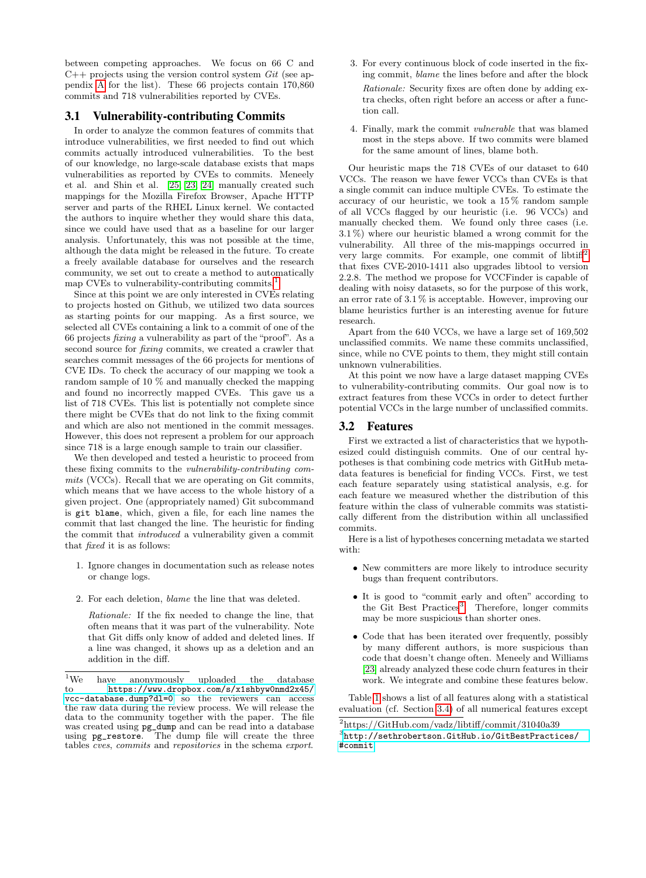between competing approaches. We focus on 66 C and C++ projects using the version control system *Git* (see appendix A for the list). These 66 projects contain 170,860 commits and 718 vulnerabilities reported by CVEs.

## 3.1 Vulnerability-contributing Commits

In order to analyze the common features of commits that introduce vulnerabilities, we first needed to find out which commits actually introduced vulnerabilities. To the best of our knowledge, no large-scale database exists that maps vulnerabilities as reported by CVEs to commits. Meneely et al. and Shin et al. [25, 23, 24] manually created such mappings for the Mozilla Firefox Browser, Apache HTTP server and parts of the RHEL Linux kernel. We contacted the authors to inquire whether they would share this data, since we could have used that as a baseline for our larger analysis. Unfortunately, this was not possible at the time, although the data might be released in the future. To create a freely available database for ourselves and the research community, we set out to create a method to automatically map CVEs to vulnerability-contributing commits.[1]

Since at this point we are only interested in CVEs relating to projects hosted on Github, we utilized two data sources as starting points for our mapping. As a first source, we selected all CVEs containing a link to a commit of one of the 66 projects *fixing* a vulnerability as part of the "proof". As a second source for *fixing* commits, we created a crawler that searches commit messages of the 66 projects for mentions of CVE IDs. To check the accuracy of our mapping we took a random sample of 10 % and manually checked the mapping and found no incorrectly mapped CVEs. This gave us a list of 718 CVEs. This list is potentially not complete since there might be CVEs that do not link to the fixing commit and which are also not mentioned in the commit messages. However, this does not represent a problem for our approach since 718 is a large enough sample to train our classifier.

We then developed and tested a heuristic to proceed from these fixing commits to the *vulnerability-contributing commits* (VCCs). Recall that we are operating on Git commits, which means that we have access to the whole history of a given project. One (appropriately named) Git subcommand is `git blame`, which, given a file, for each line names the commit that last changed the line. The heuristic for finding the commit that *introduced* a vulnerability given a commit that *fixed* it is as follows:

1. Ignore changes in documentation such as release notes or change logs.

2. For each deletion, *blame* the line that was deleted.

   *Rationale:* If the fix needed to change the line, that often means that it was part of the vulnerability. Note that Git diffs only know of added and deleted lines. If a line was changed, it shows up as a deletion and an addition in the diff.

3. For every continuous block of code inserted in the fixing commit, *blame* the lines before and after the block

   *Rationale:* Security fixes are often done by adding extra checks, often right before an access or after a function call.

4. Finally, mark the commit *vulnerable* that was blamed most in the steps above. If two commits were blamed for the same amount of lines, blame both.

Our heuristic maps the 718 CVEs of our dataset to 640 VCCs. The reason we have fewer VCCs than CVEs is that a single commit can induce multiple CVEs. To estimate the accuracy of our heuristic, we took a 15 % random sample of all VCCs flagged by our heuristic (i.e. 96 VCCs) and manually checked them. We found only three cases (i.e. 3.1 %) where our heuristic blamed a wrong commit for the vulnerability. All three of the mis-mappings occurred in very large commits. For example, one commit of libtiff[2] that fixes CVE-2010-1411 also upgrades libtool to version 2.2.8. The method we propose for VCCFinder is capable of dealing with noisy datasets, so for the purpose of this work, an error rate of 3.1 % is acceptable. However, improving our blame heuristics further is an interesting avenue for future research.

Apart from the 640 VCCs, we have a large set of 169,502 unclassified commits. We name these commits unclassified, since, while no CVE points to them, they might still contain unknown vulnerabilities.

At this point we now have a large dataset mapping CVEs to vulnerability-contributing commits. Our goal now is to extract features from these VCCs in order to detect further potential VCCs in the large number of unclassified commits.

## 3.2 Features

First we extracted a list of characteristics that we hypothesized could distinguish commits. One of our central hypotheses is that combining code metrics with GitHub metadata features is beneficial for finding VCCs. First, we test each feature separately using statistical analysis, e.g. for each feature we measured whether the distribution of this feature within the class of vulnerable commits was statistically different from the distribution within all unclassified commits.

Here is a list of hypotheses concerning metadata we started with:

- New committers are more likely to introduce security bugs than frequent contributors.

- It is good to "commit early and often" according to the Git Best Practices[3]. Therefore, longer commits may be more suspicious than shorter ones.

- Code that has been iterated over frequently, possibly by many different authors, is more suspicious than code that doesn't change often. Meneely and Williams [23] already analyzed these code churn features in their work. We integrate and combine these features below.

Table 1 shows a list of all features along with a statistical evaluation (cf. Section 3.4) of all numerical features except

---

[1] We have anonymously uploaded the database to https://www.dropbox.com/s/x1shbyw0nmd2x45/vcc-database.dump?dl=0 so the reviewers can access the raw data during the review process. We will release the data to the community together with the paper. The file was created using `pg_dump` and can be read into a database using `pg_restore`. The dump file will create the three tables *cves*, *commits* and *repositories* in the schema *export*.

[2] https://GitHub.com/vadz/libtiff/commit/31040a39

[3] http://sethrobertson.GitHub.io/GitBestPractices/#commit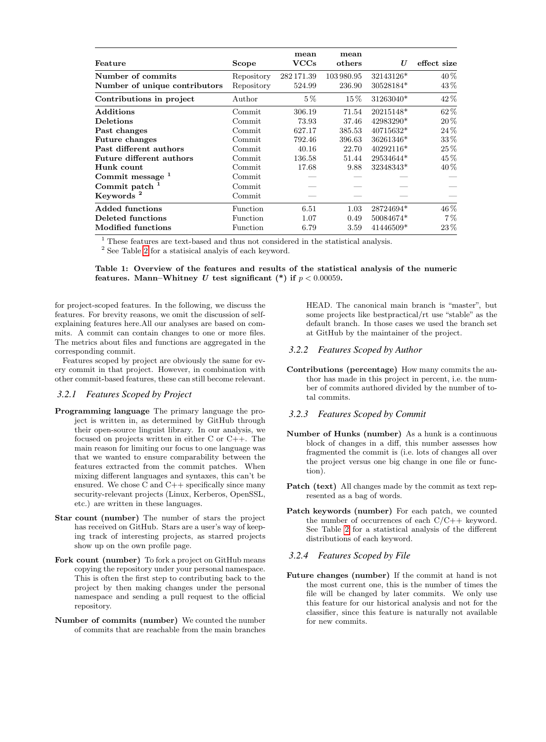| Feature | Scope | mean VCCs | mean others | $U$ | effect size |
| --- | --- | --- | --- | --- | --- |
| **Number of commits** | Repository | 282 171.39 | 103 980.95 | 32143126* | 40 % |
| **Number of unique contributors** | Repository | 524.99 | 236.90 | 30528184* | 43 % |
| **Contributions in project** | Author | 5 % | 15 % | 31263040* | 42 % |
| **Additions** | Commit | 306.19 | 71.54 | 20215148* | 62 % |
| **Deletions** | Commit | 73.93 | 37.46 | 42983290* | 20 % |
| **Past changes** | Commit | 627.17 | 385.53 | 40715632* | 24 % |
| **Future changes** | Commit | 792.46 | 396.63 | 36261346* | 33 % |
| **Past different authors** | Commit | 40.16 | 22.70 | 40292116* | 25 % |
| **Future different authors** | Commit | 136.58 | 51.44 | 29534644* | 45 % |
| **Hunk count** | Commit | 17.68 | 9.88 | 32348343* | 40 % |
| **Commit message** [1] | Commit | — | — | — | — |
| **Commit patch** [1] | Commit | — | — | — | — |
| **Keywords** [2] | Commit | — | — | — | — |
| **Added functions** | Function | 6.51 | 1.03 | 28724694* | 46 % |
| **Deleted functions** | Function | 1.07 | 0.49 | 50084674* | 7 % |
| **Modified functions** | Function | 6.79 | 3.59 | 41446509* | 23 % |

[1] These features are text-based and thus not considered in the statistical analysis.
[2] See Table 2 for a statisical analyis of each keyword.

**Table 1: Overview of the features and results of the statistical analysis of the numeric features. Mann–Whitney $U$ test significant (*) if $p < 0.00059$.**

for project-scoped features. In the following, we discuss the features. For brevity reasons, we omit the discussion of self-explaining features here.All our analyses are based on commits. A commit can contain changes to one or more files. The metrics about files and functions are aggregated in the corresponding commit.

Features scoped by project are obviously the same for every commit in that project. However, in combination with other commit-based features, these can still become relevant.

### 3.2.1 Features Scoped by Project

**Programming language** The primary language the project is written in, as determined by GitHub through their open-source linguist library. In our analysis, we focused on projects written in either C or C++. The main reason for limiting our focus to one language was that we wanted to ensure comparability between the features extracted from the commit patches. When mixing different languages and syntaxes, this can't be ensured. We chose C and C++ specifically since many security-relevant projects (Linux, Kerberos, OpenSSL, etc.) are written in these languages.

**Star count (number)** The number of stars the project has received on GitHub. Stars are a user's way of keeping track of interesting projects, as starred projects show up on the own profile page.

**Fork count (number)** To fork a project on GitHub means copying the repository under your personal namespace. This is often the first step to contributing back to the project by then making changes under the personal namespace and sending a pull request to the official repository.

**Number of commits (number)** We counted the number of commits that are reachable from the main branches HEAD. The canonical main branch is "master", but some projects like bestpractical/rt use "stable" as the default branch. In those cases we used the branch set at GitHub by the maintainer of the project.

### 3.2.2 Features Scoped by Author

**Contributions (percentage)** How many commits the author has made in this project in percent, i.e. the number of commits authored divided by the number of total commits.

### 3.2.3 Features Scoped by Commit

**Number of Hunks (number)** As a hunk is a continuous block of changes in a diff, this number assesses how fragmented the commit is (i.e. lots of changes all over the project versus one big change in one file or function).

**Patch (text)** All changes made by the commit as text represented as a bag of words.

**Patch keywords (number)** For each patch, we counted the number of occurrences of each C/C++ keyword. See Table 2 for a statistical analysis of the different distributions of each keyword.

### 3.2.4 Features Scoped by File

**Future changes (number)** If the commit at hand is not the most current one, this is the number of times the file will be changed by later commits. We only use this feature for our historical analysis and not for the classifier, since this feature is naturally not available for new commits.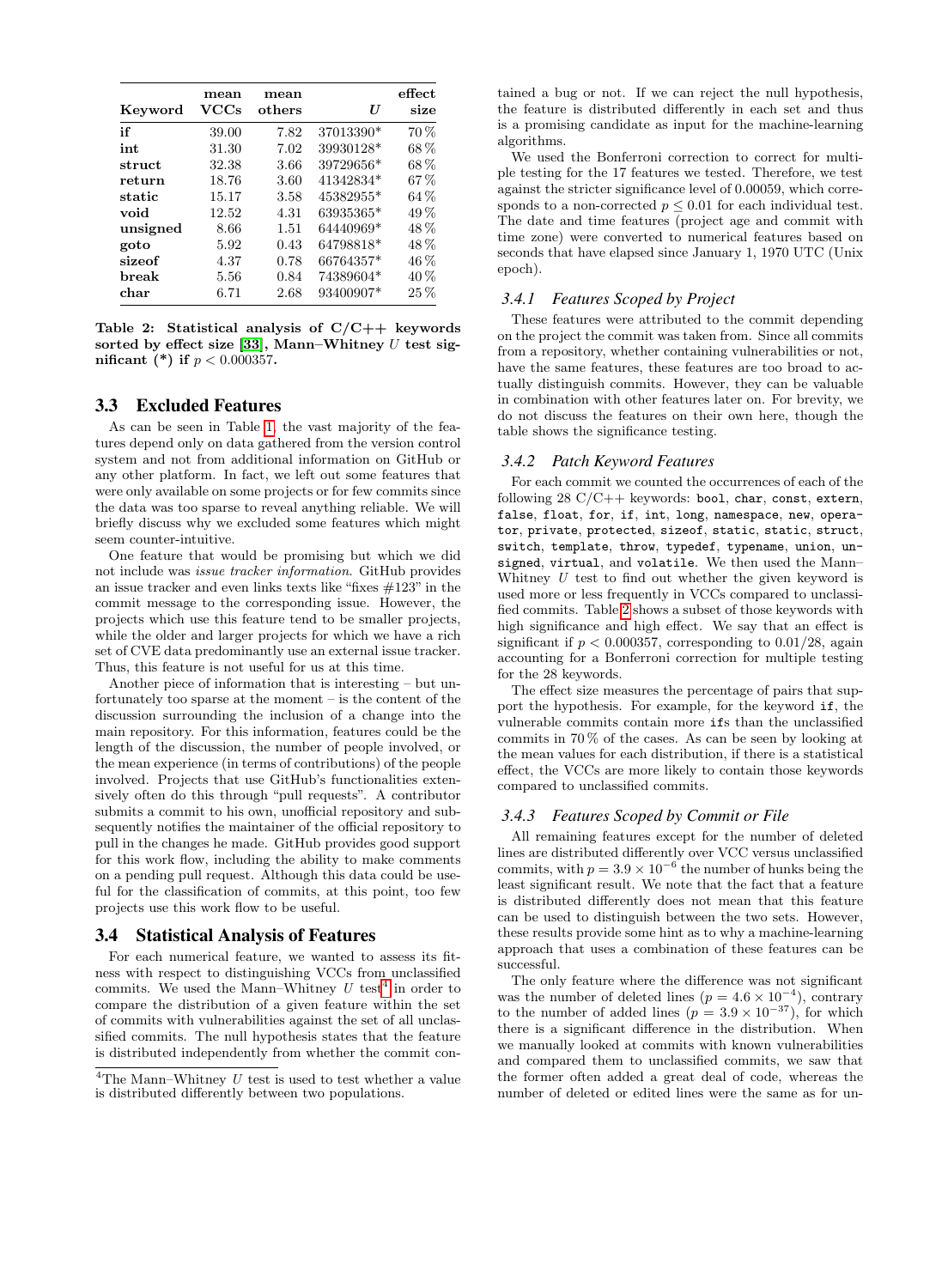| Keyword | mean VCCs | mean others | $U$ | effect size |
|---|---|---|---|---|
| **if** | 39.00 | 7.82 | 37013390* | 70 % |
| **int** | 31.30 | 7.02 | 39930128* | 68 % |
| **struct** | 32.38 | 3.66 | 39729656* | 68 % |
| **return** | 18.76 | 3.60 | 41342834* | 67 % |
| **static** | 15.17 | 3.58 | 45382955* | 64 % |
| **void** | 12.52 | 4.31 | 63935365* | 49 % |
| **unsigned** | 8.66 | 1.51 | 64440969* | 48 % |
| **goto** | 5.92 | 0.43 | 64798818* | 48 % |
| **sizeof** | 4.37 | 0.78 | 66764357* | 46 % |
| **break** | 5.56 | 0.84 | 74389604* | 40 % |
| **char** | 6.71 | 2.68 | 93400907* | 25 % |

**Table 2: Statistical analysis of C/C++ keywords sorted by effect size [33], Mann–Whitney $U$ test significant (*) if $p < 0.000357$.**

## 3.3 Excluded Features

As can be seen in Table 1, the vast majority of the features depend only on data gathered from the version control system and not from additional information on GitHub or any other platform. In fact, we left out some features that were only available on some projects or for few commits since the data was too sparse to reveal anything reliable. We will briefly discuss why we excluded some features which might seem counter-intuitive.

One feature that would be promising but which we did not include was *issue tracker information*. GitHub provides an issue tracker and even links texts like "fixes #123" in the commit message to the corresponding issue. However, the projects which use this feature tend to be smaller projects, while the older and larger projects for which we have a rich set of CVE data predominantly use an external issue tracker. Thus, this feature is not useful for us at this time.

Another piece of information that is interesting – but unfortunately too sparse at the moment – is the content of the discussion surrounding the inclusion of a change into the main repository. For this information, features could be the length of the discussion, the number of people involved, or the mean experience (in terms of contributions) of the people involved. Projects that use GitHub's functionalities extensively often do this through "pull requests". A contributor submits a commit to his own, unofficial repository and subsequently notifies the maintainer of the official repository to pull in the changes he made. GitHub provides good support for this work flow, including the ability to make comments on a pending pull request. Although this data could be useful for the classification of commits, at this point, too few projects use this work flow to be useful.

## 3.4 Statistical Analysis of Features

For each numerical feature, we wanted to assess its fitness with respect to distinguishing VCCs from unclassified commits. We used the Mann–Whitney $U$ test[4] in order to compare the distribution of a given feature within the set of commits with vulnerabilities against the set of all unclassified commits. The null hypothesis states that the feature is distributed independently from whether the commit contained a bug or not. If we can reject the null hypothesis, the feature is distributed differently in each set and thus is a promising candidate as input for the machine-learning algorithms.

We used the Bonferroni correction to correct for multiple testing for the 17 features we tested. Therefore, we test against the stricter significance level of 0.00059, which corresponds to a non-corrected $p \leq 0.01$ for each individual test. The date and time features (project age and commit with time zone) were converted to numerical features based on seconds that have elapsed since January 1, 1970 UTC (Unix epoch).

### 3.4.1 Features Scoped by Project

These features were attributed to the commit depending on the project the commit was taken from. Since all commits from a repository, whether containing vulnerabilities or not, have the same features, these features are too broad to actually distinguish commits. However, they can be valuable in combination with other features later on. For brevity, we do not discuss the features on their own here, though the table shows the significance testing.

### 3.4.2 Patch Keyword Features

For each commit we counted the occurrences of each of the following 28 C/C++ keywords: `bool`, `char`, `const`, `extern`, `false`, `float`, `for`, `if`, `int`, `long`, `namespace`, `new`, `operator`, `private`, `protected`, `sizeof`, `static`, `static`, `struct`, `switch`, `template`, `throw`, `typedef`, `typename`, `union`, `unsigned`, `virtual`, and `volatile`. We then used the Mann–Whitney $U$ test to find out whether the given keyword is used more or less frequently in VCCs compared to unclassified commits. Table 2 shows a subset of those keywords with high significance and high effect. We say that an effect is significant if $p < 0.000357$, corresponding to 0.01/28, again accounting for a Bonferroni correction for multiple testing for the 28 keywords.

The effect size measures the percentage of pairs that support the hypothesis. For example, for the keyword `if`, the vulnerable commits contain more `if`s than the unclassified commits in 70 % of the cases. As can be seen by looking at the mean values for each distribution, if there is a statistical effect, the VCCs are more likely to contain those keywords compared to unclassified commits.

### 3.4.3 Features Scoped by Commit or File

All remaining features except for the number of deleted lines are distributed differently over VCC versus unclassified commits, with $p = 3.9 \times 10^{-6}$ the number of hunks being the least significant result. We note that the fact that a feature is distributed differently does not mean that this feature can be used to distinguish between the two sets. However, these results provide some hint as to why a machine-learning approach that uses a combination of these features can be successful.

The only feature where the difference was not significant was the number of deleted lines ($p = 4.6 \times 10^{-4}$), contrary to the number of added lines ($p = 3.9 \times 10^{-37}$), for which there is a significant difference in the distribution. When we manually looked at commits with known vulnerabilities and compared them to unclassified commits, we saw that the former often added a great deal of code, whereas the number of deleted or edited lines were the same as for un-

[4] The Mann–Whitney $U$ test is used to test whether a value is distributed differently between two populations.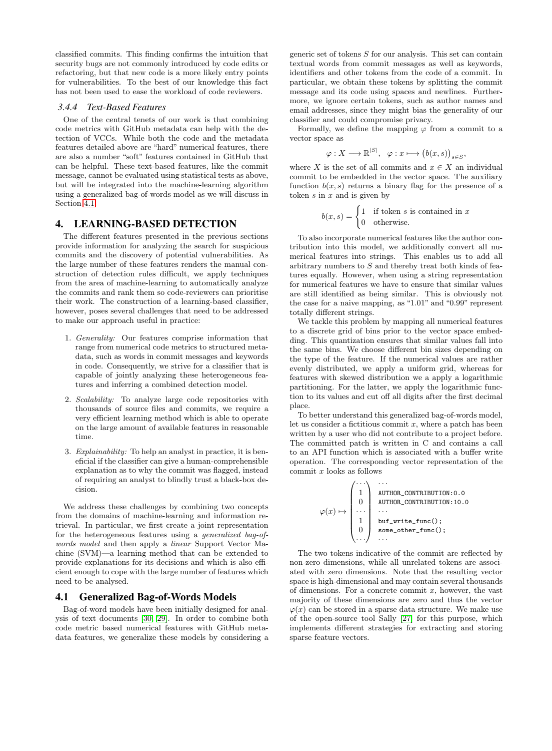classified commits. This finding confirms the intuition that security bugs are not commonly introduced by code edits or refactoring, but that new code is a more likely entry points for vulnerabilities. To the best of our knowledge this fact has not been used to ease the workload of code reviewers.

### 3.4.4 Text-Based Features

One of the central tenets of our work is that combining code metrics with GitHub metadata can help with the detection of VCCs. While both the code and the metadata features detailed above are "hard" numerical features, there are also a number "soft" features contained in GitHub that can be helpful. These text-based features, like the commit message, cannot be evaluated using statistical tests as above, but will be integrated into the machine-learning algorithm using a generalized bag-of-words model as we will discuss in Section 4.1.

## 4. LEARNING-BASED DETECTION

The different features presented in the previous sections provide information for analyzing the search for suspicious commits and the discovery of potential vulnerabilities. As the large number of these features renders the manual construction of detection rules difficult, we apply techniques from the area of machine-learning to automatically analyze the commits and rank them so code-reviewers can prioritise their work. The construction of a learning-based classifier, however, poses several challenges that need to be addressed to make our approach useful in practice:

1. *Generality:* Our features comprise information that range from numerical code metrics to structured metadata, such as words in commit messages and keywords in code. Consequently, we strive for a classifier that is capable of jointly analyzing these heterogeneous features and inferring a combined detection model.
2. *Scalability:* To analyze large code repositories with thousands of source files and commits, we require a very efficient learning method which is able to operate on the large amount of available features in reasonable time.
3. *Explainability:* To help an analyst in practice, it is beneficial if the classifier can give a human-comprehensible explanation as to why the commit was flagged, instead of requiring an analyst to blindly trust a black-box decision.

We address these challenges by combining two concepts from the domains of machine-learning and information retrieval. In particular, we first create a joint representation for the heterogeneous features using a *generalized bag-of-words model* and then apply a *linear* Support Vector Machine (SVM)—a learning method that can be extended to provide explanations for its decisions and which is also efficient enough to cope with the large number of features which need to be analysed.

## 4.1 Generalized Bag-of-Words Models

Bag-of-word models have been initially designed for analysis of text documents [30, 29]. In order to combine both code metric based numerical features with GitHub metadata features, we generalize these models by considering a generic set of tokens $S$ for our analysis. This set can contain textual words from commit messages as well as keywords, identifiers and other tokens from the code of a commit. In particular, we obtain these tokens by splitting the commit message and its code using spaces and newlines. Furthermore, we ignore certain tokens, such as author names and email addresses, since they might bias the generality of our classifier and could compromise privacy.

Formally, we define the mapping $\varphi$ from a commit to a vector space as

$$\varphi : X \longrightarrow \mathbb{R}^{|S|}, \quad \varphi : x \longmapsto \big(b(x,s)\big)_{s \in S},$$

where $X$ is the set of all commits and $x \in X$ an individual commit to be embedded in the vector space. The auxiliary function $b(x,s)$ returns a binary flag for the presence of a token $s$ in $x$ and is given by

$$b(x,s) = \begin{cases} 1 & \text{if token } s \text{ is contained in } x \\ 0 & \text{otherwise.} \end{cases}$$

To also incorporate numerical features like the author contribution into this model, we additionally convert all numerical features into strings. This enables us to add all arbitrary numbers to $S$ and thereby treat both kinds of features equally. However, when using a string representation for numerical features we have to ensure that similar values are still identified as being similar. This is obviously not the case for a naive mapping, as "1.01" and "0.99" represent totally different strings.

We tackle this problem by mapping all numerical features to a discrete grid of bins prior to the vector space embedding. This quantization ensures that similar values fall into the same bins. We choose different bin sizes depending on the type of the feature. If the numerical values are rather evenly distributed, we apply a uniform grid, whereas for features with skewed distribution we a apply a logarithmic partitioning. For the latter, we apply the logarithmic function to its values and cut off all digits after the first decimal place.

To better understand this generalized bag-of-words model, let us consider a fictitious commit $x$, where a patch has been written by a user who did not contribute to a project before. The committed patch is written in C and contains a call to an API function which is associated with a buffer write operation. The corresponding vector representation of the commit $x$ looks as follows

$$\varphi(x) \mapsto \begin{pmatrix} \cdots \\ 1 \\ 0 \\ \cdots \\ 1 \\ 0 \\ \cdots \end{pmatrix} \begin{matrix} \cdots \\ \texttt{AUTHOR\_CONTRIBUTION:0.0} \\ \texttt{AUTHOR\_CONTRIBUTION:10.0} \\ \cdots \\ \texttt{buf\_write\_func();} \\ \texttt{some\_other\_func();} \\ \cdots \end{matrix}$$

The two tokens indicative of the commit are reflected by non-zero dimensions, while all unrelated tokens are associated with zero dimensions. Note that the resulting vector space is high-dimensional and may contain several thousands of dimensions. For a concrete commit $x$, however, the vast majority of these dimensions are zero and thus the vector $\varphi(x)$ can be stored in a sparse data structure. We make use of the open-source tool Sally [27] for this purpose, which implements different strategies for extracting and storing sparse feature vectors.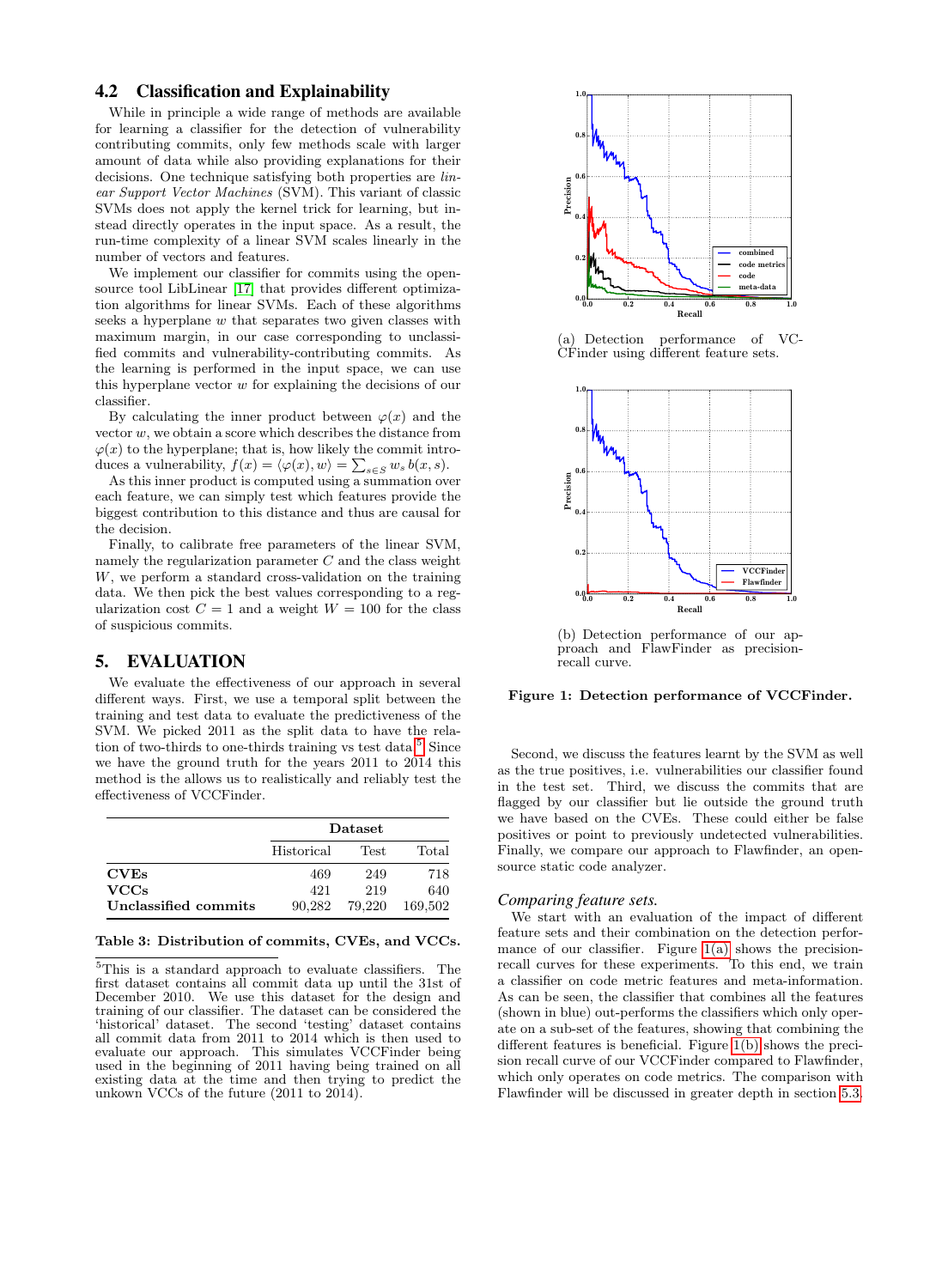### 4.2 Classification and Explainability

While in principle a wide range of methods are available for learning a classifier for the detection of vulnerability contributing commits, only few methods scale with larger amount of data while also providing explanations for their decisions. One technique satisfying both properties are *linear Support Vector Machines* (SVM). This variant of classic SVMs does not apply the kernel trick for learning, but instead directly operates in the input space. As a result, the run-time complexity of a linear SVM scales linearly in the number of vectors and features.

We implement our classifier for commits using the open-source tool LibLinear [17] that provides different optimization algorithms for linear SVMs. Each of these algorithms seeks a hyperplane $w$ that separates two given classes with maximum margin, in our case corresponding to unclassified commits and vulnerability-contributing commits. As the learning is performed in the input space, we can use this hyperplane vector $w$ for explaining the decisions of our classifier.

By calculating the inner product between $\varphi(x)$ and the vector $w$, we obtain a score which describes the distance from $\varphi(x)$ to the hyperplane; that is, how likely the commit introduces a vulnerability, $f(x) = \langle\varphi(x), w\rangle = \sum_{s \in S} w_s \, b(x, s)$.

As this inner product is computed using a summation over each feature, we can simply test which features provide the biggest contribution to this distance and thus are causal for the decision.

Finally, to calibrate free parameters of the linear SVM, namely the regularization parameter $C$ and the class weight $W$, we perform a standard cross-validation on the training data. We then pick the best values corresponding to a regularization cost $C = 1$ and a weight $W = 100$ for the class of suspicious commits.

## 5. EVALUATION

We evaluate the effectiveness of our approach in several different ways. First, we use a temporal split between the training and test data to evaluate the predictiveness of the SVM. We picked 2011 as the split data to have the relation of two-thirds to one-thirds training vs test data.[5] Since we have the ground truth for the years 2011 to 2014 this method is the allows us to realistically and reliably test the effectiveness of VCCFinder.

| | Dataset | | |
|---|---|---|---|
| | Historical | Test | Total |
| **CVEs** | 469 | 249 | 718 |
| **VCCs** | 421 | 219 | 640 |
| **Unclassified commits** | 90,282 | 79,220 | 169,502 |

**Table 3: Distribution of commits, CVEs, and VCCs.**

[5]This is a standard approach to evaluate classifiers. The first dataset contains all commit data up until the 31st of December 2010. We use this dataset for the design and training of our classifier. The dataset can be considered the 'historical' dataset. The second 'testing' dataset contains all commit data from 2011 to 2014 which is then used to evaluate our approach. This simulates VCCFinder being used in the beginning of 2011 having being trained on all existing data at the time and then trying to predict the unkown VCCs of the future (2011 to 2014).

(a) Detection performance of VCCFinder using different feature sets.

(b) Detection performance of our approach and FlawFinder as precision-recall curve.

**Figure 1: Detection performance of VCCFinder.**

Second, we discuss the features learnt by the SVM as well as the true positives, i.e. vulnerabilities our classifier found in the test set. Third, we discuss the commits that are flagged by our classifier but lie outside the ground truth we have based on the CVEs. These could either be false positives or point to previously undetected vulnerabilities. Finally, we compare our approach to Flawfinder, an open-source static code analyzer.

*Comparing feature sets.*

We start with an evaluation of the impact of different feature sets and their combination on the detection performance of our classifier. Figure 1(a) shows the precision-recall curves for these experiments. To this end, we train a classifier on code metric features and meta-information. As can be seen, the classifier that combines all the features (shown in blue) out-performs the classifiers which only operate on a sub-set of the features, showing that combining the different features is beneficial. Figure 1(b) shows the precision recall curve of our VCCFinder compared to Flawfinder, which only operates on code metrics. The comparison with Flawfinder will be discussed in greater depth in section 5.3.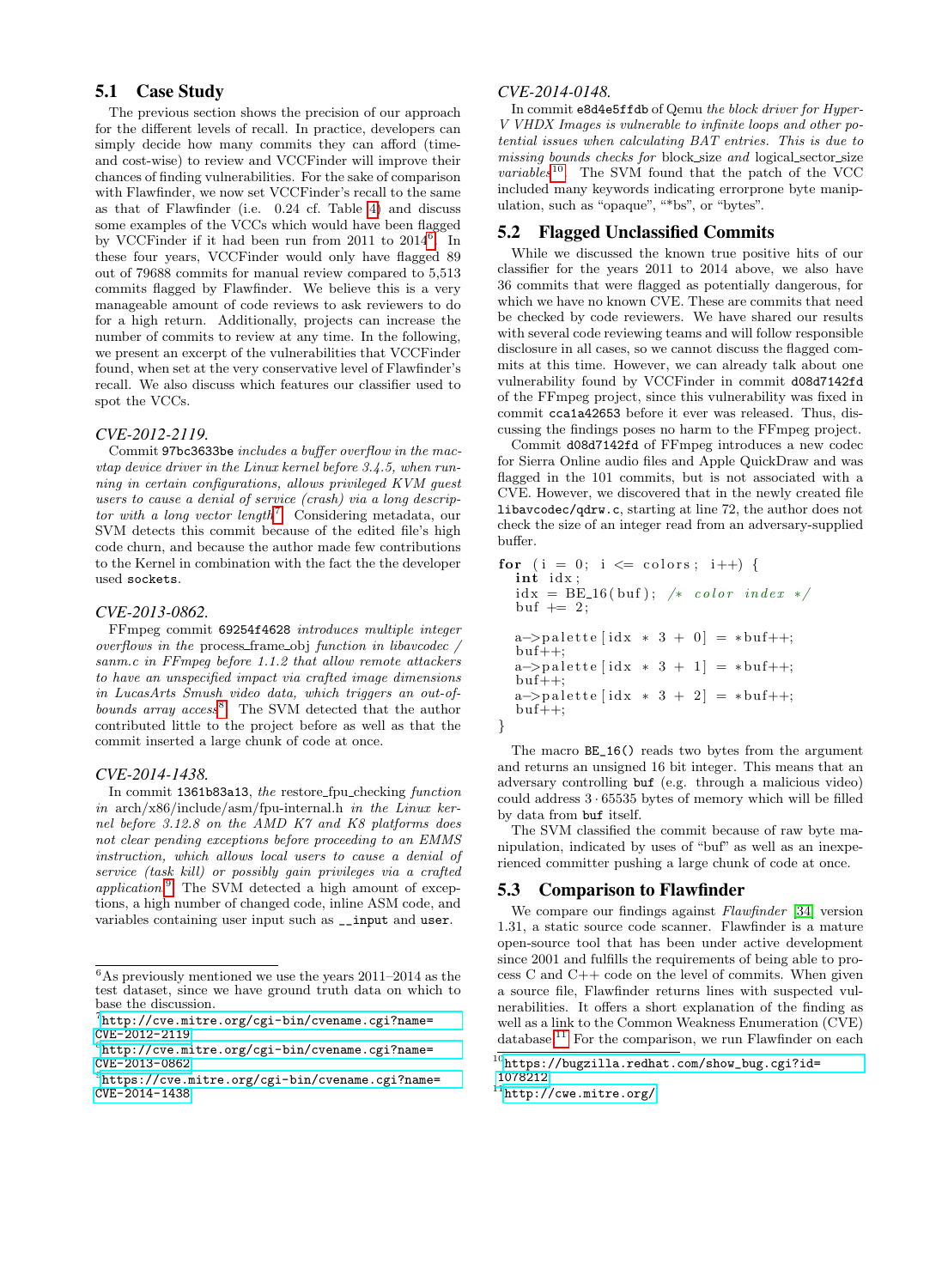## 5.1 Case Study

The previous section shows the precision of our approach for the different levels of recall. In practice, developers can simply decide how many commits they can afford (time- and cost-wise) to review and VCCFinder will improve their chances of finding vulnerabilities. For the sake of comparison with Flawfinder, we now set VCCFinder's recall to the same as that of Flawfinder (i.e. 0.24 cf. Table 4) and discuss some examples of the VCCs which would have been flagged by VCCFinder if it had been run from 2011 to 2014[6]. In these four years, VCCFinder would only have flagged 89 out of 79688 commits for manual review compared to 5,513 commits flagged by Flawfinder. We believe this is a very manageable amount of code reviews to ask reviewers to do for a high return. Additionally, projects can increase the number of commits to review at any time. In the following, we present an excerpt of the vulnerabilities that VCCFinder found, when set at the very conservative level of Flawfinder's recall. We also discuss which features our classifier used to spot the VCCs.

### CVE-2012-2119.

Commit `97bc3633be` *includes a buffer overflow in the macvtap device driver in the Linux kernel before 3.4.5, when running in certain configurations, allows privileged KVM guest users to cause a denial of service (crash) via a long descriptor with a long vector length*[7]. Considering metadata, our SVM detects this commit because of the edited file's high code churn, and because the author made few contributions to the Kernel in combination with the fact the the developer used `sockets`.

### CVE-2013-0862.

FFmpeg commit `69254f4628` *introduces multiple integer overflows in the* process_frame_obj *function in libavcodec / sanm.c in FFmpeg before 1.1.2 that allow remote attackers to have an unspecified impact via crafted image dimensions in LucasArts Smush video data, which triggers an out-of-bounds array access*[8]. The SVM detected that the author contributed little to the project before as well as that the commit inserted a large chunk of code at once.

### CVE-2014-1438.

In commit `1361b83a13`, *the* restore_fpu_checking *function in* arch/x86/include/asm/fpu-internal.h *in the Linux kernel before 3.12.8 on the AMD K7 and K8 platforms does not clear pending exceptions before proceeding to an EMMS instruction, which allows local users to cause a denial of service (task kill) or possibly gain privileges via a crafted application*[9]. The SVM detected a high amount of exceptions, a high number of changed code, inline ASM code, and variables containing user input such as `__input` and `user`.

### CVE-2014-0148.

In commit `e8d4e5ffdb` of Qemu *the block driver for Hyper-V VHDX Images is vulnerable to infinite loops and other potential issues when calculating BAT entries. This is due to missing bounds checks for* block_size *and* logical_sector_size *variables*[10]. The SVM found that the patch of the VCC included many keywords indicating errorprone byte manipulation, such as "opaque", "*bs", or "bytes".

## 5.2 Flagged Unclassified Commits

While we discussed the known true positive hits of our classifier for the years 2011 to 2014 above, we also have 36 commits that were flagged as potentially dangerous, for which we have no known CVE. These are commits that need be checked by code reviewers. We have shared our results with several code reviewing teams and will follow responsible disclosure in all cases, so we cannot discuss the flagged commits at this time. However, we can already talk about one vulnerability found by VCCFinder in commit `d08d7142fd` of the FFmpeg project, since this vulnerability was fixed in commit `cca1a42653` before it ever was released. Thus, discussing the findings poses no harm to the FFmpeg project.

Commit `d08d7142fd` of FFmpeg introduces a new codec for Sierra Online audio files and Apple QuickDraw and was flagged in the 101 commits, but is not associated with a CVE. However, we discovered that in the newly created file `libavcodec/qdrw.c`, starting at line 72, the author does not check the size of an integer read from an adversary-supplied buffer.

```
for (i = 0; i <= colors; i++) {
    int idx;
    idx = BE_16(buf); /* color index */
    buf += 2;

    a->palette[idx * 3 + 0] = *buf++;
    buf++;
    a->palette[idx * 3 + 1] = *buf++;
    buf++;
    a->palette[idx * 3 + 2] = *buf++;
    buf++;
}
```

The macro `BE_16()` reads two bytes from the argument and returns an unsigned 16 bit integer. This means that an adversary controlling `buf` (e.g. through a malicious video) could address $3 \cdot 65535$ bytes of memory which will be filled by data from `buf` itself.

The SVM classified the commit because of raw byte manipulation, indicated by uses of "buf" as well as an inexperienced committer pushing a large chunk of code at once.

## 5.3 Comparison to Flawfinder

We compare our findings against *Flawfinder* [34] version 1.31, a static source code scanner. Flawfinder is a mature open-source tool that has been under active development since 2001 and fulfills the requirements of being able to process C and C++ code on the level of commits. When given a source file, Flawfinder returns lines with suspected vulnerabilities. It offers a short explanation of the finding as well as a link to the Common Weakness Enumeration (CWE) database[11]. For the comparison, we run Flawfinder on each

---

[6] As previously mentioned we use the years 2011–2014 as the test dataset, since we have ground truth data on which to base the discussion.

[7] http://cve.mitre.org/cgi-bin/cvename.cgi?name=CVE-2012-2119

[8] http://cve.mitre.org/cgi-bin/cvename.cgi?name=CVE-2013-0862

[9] https://cve.mitre.org/cgi-bin/cvename.cgi?name=CVE-2014-1438

[10] https://bugzilla.redhat.com/show_bug.cgi?id=1078212

[11] http://cwe.mitre.org/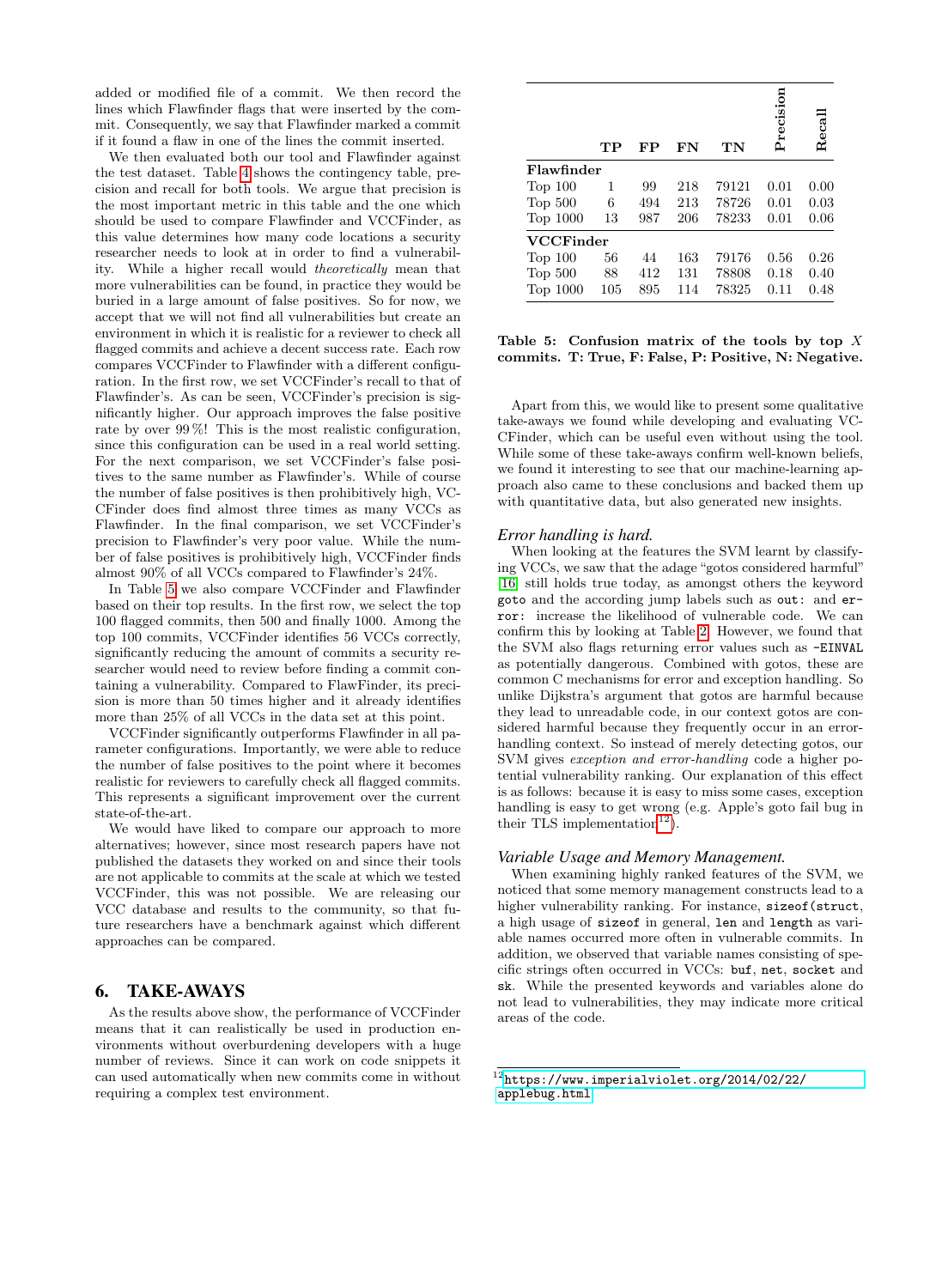added or modified file of a commit. We then record the lines which Flawfinder flags that were inserted by the commit. Consequently, we say that Flawfinder marked a commit if it found a flaw in one of the lines the commit inserted.

We then evaluated both our tool and Flawfinder against the test dataset. Table 4 shows the contingency table, precision and recall for both tools. We argue that precision is the most important metric in this table and the one which should be used to compare Flawfinder and VCCFinder, as this value determines how many code locations a security researcher needs to look at in order to find a vulnerability. While a higher recall would *theoretically* mean that more vulnerabilities can be found, in practice they would be buried in a large amount of false positives. So for now, we accept that we will not find all vulnerabilities but create an environment in which it is realistic for a reviewer to check all flagged commits and achieve a decent success rate. Each row compares VCCFinder to Flawfinder with a different configuration. In the first row, we set VCCFinder's recall to that of Flawfinder's. As can be seen, VCCFinder's precision is significantly higher. Our approach improves the false positive rate by over 99 %! This is the most realistic configuration, since this configuration can be used in a real world setting. For the next comparison, we set VCCFinder's false positives to the same number as Flawfinder's. While of course the number of false positives is then prohibitively high, VCCFinder does find almost three times as many VCCs as Flawfinder. In the final comparison, we set VCCFinder's precision to Flawfinder's very poor value. While the number of false positives is prohibitively high, VCCFinder finds almost 90% of all VCCs compared to Flawfinder's 24%.

In Table 5 we also compare VCCFinder and Flawfinder based on their top results. In the first row, we select the top 100 flagged commits, then 500 and finally 1000. Among the top 100 commits, VCCFinder identifies 56 VCCs correctly, significantly reducing the amount of commits a security researcher would need to review before finding a commit containing a vulnerability. Compared to FlawFinder, its precision is more than 50 times higher and it already identifies more than 25% of all VCCs in the data set at this point.

VCCFinder significantly outperforms Flawfinder in all parameter configurations. Importantly, we were able to reduce the number of false positives to the point where it becomes realistic for reviewers to carefully check all flagged commits. This represents a significant improvement over the current state-of-the-art.

We would have liked to compare our approach to more alternatives; however, since most research papers have not published the datasets they worked on and since their tools are not applicable to commits at the scale at which we tested VCCFinder, this was not possible. We are releasing our VCC database and results to the community, so that future researchers have a benchmark against which different approaches can be compared.

## 6. TAKE-AWAYS

As the results above show, the performance of VCCFinder means that it can realistically be used in production environments without overburdening developers with a huge number of reviews. Since it can work on code snippets it can used automatically when new commits come in without requiring a complex test environment.

| | TP | FP | FN | TN | Precision | Recall |
|---|---|---|---|---|---|---|
| **Flawfinder** | | | | | | |
| Top 100 | 1 | 99 | 218 | 79121 | 0.01 | 0.00 |
| Top 500 | 6 | 494 | 213 | 78726 | 0.01 | 0.03 |
| Top 1000 | 13 | 987 | 206 | 78233 | 0.01 | 0.06 |
| **VCCFinder** | | | | | | |
| Top 100 | 56 | 44 | 163 | 79176 | 0.56 | 0.26 |
| Top 500 | 88 | 412 | 131 | 78808 | 0.18 | 0.40 |
| Top 1000 | 105 | 895 | 114 | 78325 | 0.11 | 0.48 |

**Table 5: Confusion matrix of the tools by top $X$ commits. T: True, F: False, P: Positive, N: Negative.**

Apart from this, we would like to present some qualitative take-aways we found while developing and evaluating VCCFinder, which can be useful even without using the tool. While some of these take-aways confirm well-known beliefs, we found it interesting to see that our machine-learning approach also came to these conclusions and backed them up with quantitative data, but also generated new insights.

### *Error handling is hard.*

When looking at the features the SVM learnt by classifying VCCs, we saw that the adage "gotos considered harmful" [16] still holds true today, as amongst others the keyword `goto` and the according jump labels such as `out:` and `error:` increase the likelihood of vulnerable code. We can confirm this by looking at Table 2. However, we found that the SVM also flags returning error values such as `-EINVAL` as potentially dangerous. Combined with gotos, these are common C mechanisms for error and exception handling. So unlike Dijkstra's argument that gotos are harmful because they lead to unreadable code, in our context gotos are considered harmful because they frequently occur in an error-handling context. So instead of merely detecting gotos, our SVM gives *exception and error-handling* code a higher potential vulnerability ranking. Our explanation of this effect is as follows: because it is easy to miss some cases, exception handling is easy to get wrong (e.g. Apple's goto fail bug in their TLS implementation[12]).

### *Variable Usage and Memory Management.*

When examining highly ranked features of the SVM, we noticed that some memory management constructs lead to a higher vulnerability ranking. For instance, `sizeof(struct`, a high usage of `sizeof` in general, `len` and `length` as variable names occurred more often in vulnerable commits. In addition, we observed that variable names consisting of specific strings often occurred in VCCs: `buf`, `net`, `socket` and `sk`. While the presented keywords and variables alone do not lead to vulnerabilities, they may indicate more critical areas of the code.

[12] https://www.imperialviolet.org/2014/02/22/applebug.html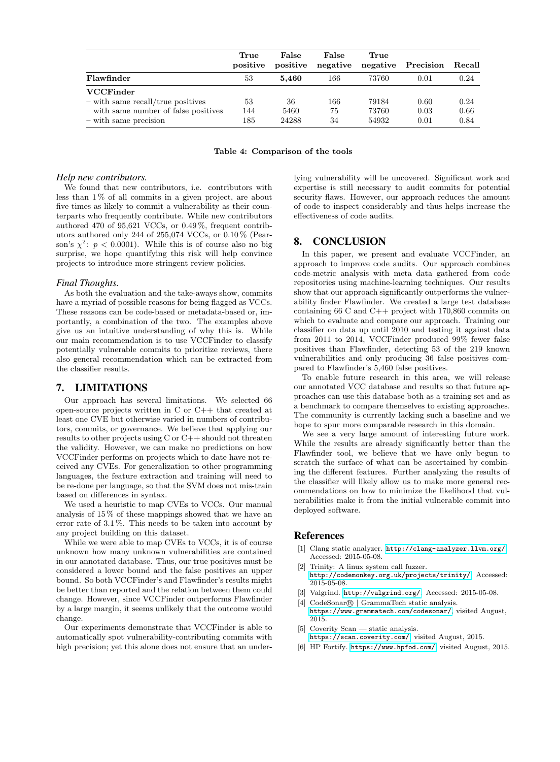| | True positive | False positive | False negative | True negative | Precision | Recall |
|---|---|---|---|---|---|---|
| **Flawfinder** | 53 | **5,460** | 166 | 73760 | 0.01 | 0.24 |
| **VCCFinder** | | | | | | |
| – with same recall/true positives | 53 | 36 | 166 | 79184 | 0.60 | 0.24 |
| – with same number of false positives | 144 | 5460 | 75 | 73760 | 0.03 | 0.66 |
| – with same precision | 185 | 24288 | 34 | 54932 | 0.01 | 0.84 |

**Table 4: Comparison of the tools**

*Help new contributors.*

We found that new contributors, i.e. contributors with less than 1 % of all commits in a given project, are about five times as likely to commit a vulnerability as their counterparts who frequently contribute. While new contributors authored 470 of 95,621 VCCs, or 0.49 %, frequent contributors authored only 244 of 255,074 VCCs, or 0.10 % (Pearson's $\chi^2$: $p < 0.0001$). While this is of course also no big surprise, we hope quantifying this risk will help convince projects to introduce more stringent review policies.

*Final Thoughts.*

As both the evaluation and the take-aways show, commits have a myriad of possible reasons for being flagged as VCCs. These reasons can be code-based or metadata-based or, importantly, a combination of the two. The examples above give us an intuitive understanding of why this is. While our main recommendation is to use VCCFinder to classify potentially vulnerable commits to prioritize reviews, there also general recommendation which can be extracted from the classifier results.

## 7. LIMITATIONS

Our approach has several limitations. We selected 66 open-source projects written in C or C++ that created at least one CVE but otherwise varied in numbers of contributors, commits, or governance. We believe that applying our results to other projects using C or C++ should not threaten the validity. However, we can make no predictions on how VCCFinder performs on projects which to date have not received any CVEs. For generalization to other programming languages, the feature extraction and training will need to be re-done per language, so that the SVM does not mis-train based on differences in syntax.

We used a heuristic to map CVEs to VCCs. Our manual analysis of 15 % of these mappings showed that we have an error rate of 3.1 %. This needs to be taken into account by any project building on this dataset.

While we were able to map CVEs to VCCs, it is of course unknown how many unknown vulnerabilities are contained in our annotated database. Thus, our true positives must be considered a lower bound and the false positives an upper bound. So both VCCFinder's and Flawfinder's results might be better than reported and the relation between them could change. However, since VCCFinder outperforms Flawfinder by a large margin, it seems unlikely that the outcome would change.

Our experiments demonstrate that VCCFinder is able to automatically spot vulnerability-contributing commits with high precision; yet this alone does not ensure that an underlying vulnerability will be uncovered. Significant work and expertise is still necessary to audit commits for potential security flaws. However, our approach reduces the amount of code to inspect considerably and thus helps increase the effectiveness of code audits.

## 8. CONCLUSION

In this paper, we present and evaluate VCCFinder, an approach to improve code audits. Our approach combines code-metric analysis with meta data gathered from code repositories using machine-learning techniques. Our results show that our approach significantly outperforms the vulnerability finder Flawfinder. We created a large test database containing 66 C and C++ project with 170,860 commits on which to evaluate and compare our approach. Training our classifier on data up until 2010 and testing it against data from 2011 to 2014, VCCFinder produced 99% fewer false positives than Flawfinder, detecting 53 of the 219 known vulnerabilities and only producing 36 false positives compared to Flawfinder's 5,460 false positives.

To enable future research in this area, we will release our annotated VCC database and results so that future approaches can use this database both as a training set and as a benchmark to compare themselves to existing approaches. The community is currently lacking such a baseline and we hope to spur more comparable research in this domain.

We see a very large amount of interesting future work. While the results are already significantly better than the Flawfinder tool, we believe that we have only begun to scratch the surface of what can be ascertained by combining the different features. Further analyzing the results of the classifier will likely allow us to make more general recommendations on how to minimize the likelihood that vulnerabilities make it from the initial vulnerable commit into deployed software.

## References

[1] Clang static analyzer. http://clang-analyzer.llvm.org/. Accessed: 2015-05-08.

[2] Trinity: A linux system call fuzzer. http://codemonkey.org.uk/projects/trinity/. Accessed: 2015-05-08.

[3] Valgrind. http://valgrind.org/. Accessed: 2015-05-08.

[4] CodeSonar® | GrammaTech static analysis. https://www.grammatech.com/codesonar/, visited August, 2015.

[5] Coverity Scan — static analysis. https://scan.coverity.com/, visited August, 2015.

[6] HP Fortify. https://www.hpfod.com/, visited August, 2015.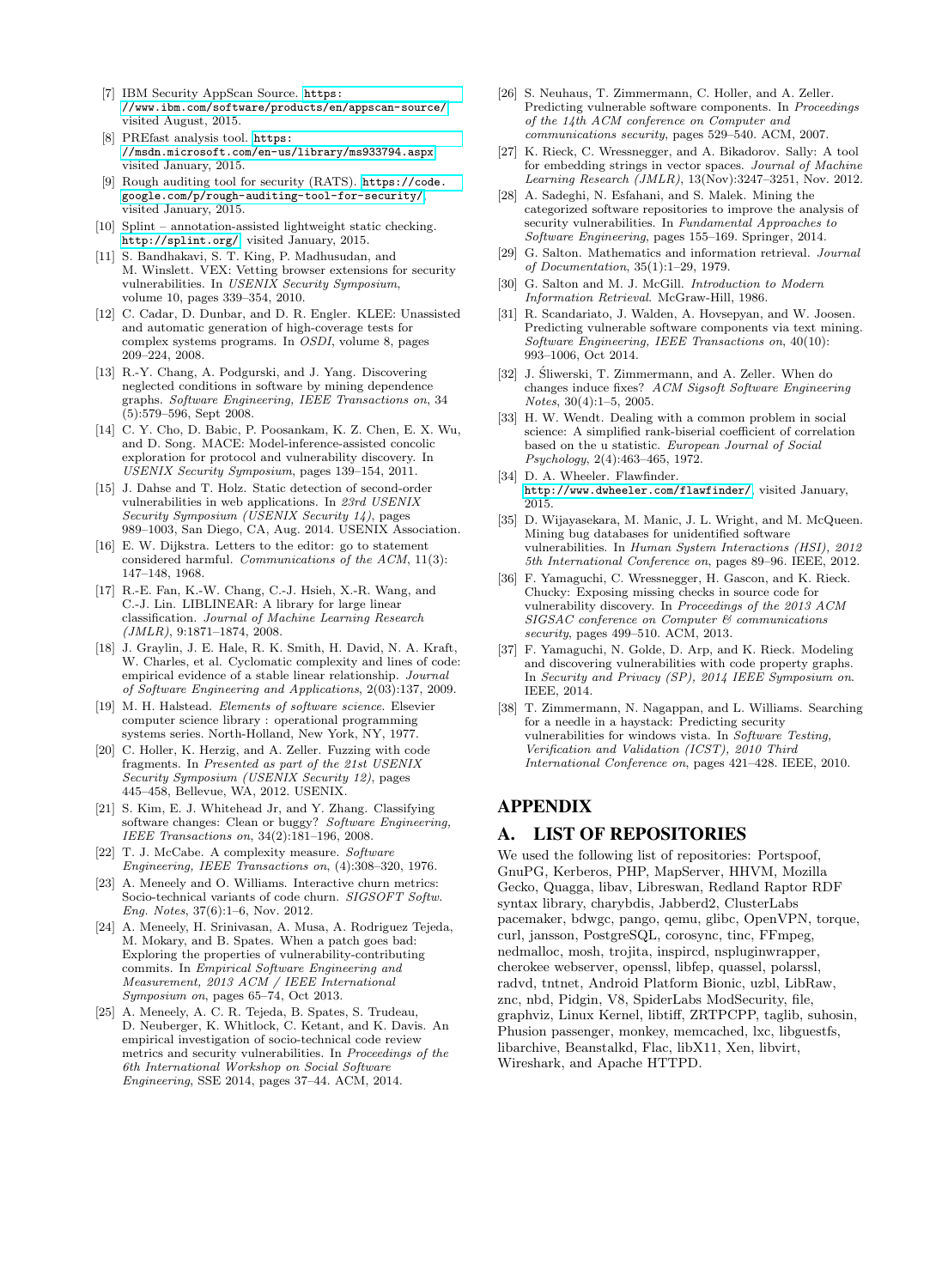[7] IBM Security AppScan Source. https://www.ibm.com/software/products/en/appscan-source/ visited August, 2015.

[8] PREfast analysis tool. https://msdn.microsoft.com/en-us/library/ms933794.aspx visited January, 2015.

[9] Rough auditing tool for security (RATS). https://code.google.com/p/rough-auditing-tool-for-security/, visited January, 2015.

[10] Splint – annotation-assisted lightweight static checking. http://splint.org/, visited January, 2015.

[11] S. Bandhakavi, S. T. King, P. Madhusudan, and M. Winslett. VEX: Vetting browser extensions for security vulnerabilities. In *USENIX Security Symposium*, volume 10, pages 339–354, 2010.

[12] C. Cadar, D. Dunbar, and D. R. Engler. KLEE: Unassisted and automatic generation of high-coverage tests for complex systems programs. In *OSDI*, volume 8, pages 209–224, 2008.

[13] R.-Y. Chang, A. Podgurski, and J. Yang. Discovering neglected conditions in software by mining dependence graphs. *Software Engineering, IEEE Transactions on*, 34 (5):579–596, Sept 2008.

[14] C. Y. Cho, D. Babic, P. Poosankam, K. Z. Chen, E. X. Wu, and D. Song. MACE: Model-inference-assisted concolic exploration for protocol and vulnerability discovery. In *USENIX Security Symposium*, pages 139–154, 2011.

[15] J. Dahse and T. Holz. Static detection of second-order vulnerabilities in web applications. In *23rd USENIX Security Symposium (USENIX Security 14)*, pages 989–1003, San Diego, CA, Aug. 2014. USENIX Association.

[16] E. W. Dijkstra. Letters to the editor: go to statement considered harmful. *Communications of the ACM*, 11(3): 147–148, 1968.

[17] R.-E. Fan, K.-W. Chang, C.-J. Hsieh, X.-R. Wang, and C.-J. Lin. LIBLINEAR: A library for large linear classification. *Journal of Machine Learning Research (JMLR)*, 9:1871–1874, 2008.

[18] J. Graylin, J. E. Hale, R. K. Smith, H. David, N. A. Kraft, W. Charles, et al. Cyclomatic complexity and lines of code: empirical evidence of a stable linear relationship. *Journal of Software Engineering and Applications*, 2(03):137, 2009.

[19] M. H. Halstead. *Elements of software science*. Elsevier computer science library : operational programming systems series. North-Holland, New York, NY, 1977.

[20] C. Holler, K. Herzig, and A. Zeller. Fuzzing with code fragments. In *Presented as part of the 21st USENIX Security Symposium (USENIX Security 12)*, pages 445–458, Bellevue, WA, 2012. USENIX.

[21] S. Kim, E. J. Whitehead Jr, and Y. Zhang. Classifying software changes: Clean or buggy? *Software Engineering, IEEE Transactions on*, 34(2):181–196, 2008.

[22] T. J. McCabe. A complexity measure. *Software Engineering, IEEE Transactions on*, (4):308–320, 1976.

[23] A. Meneely and O. Williams. Interactive churn metrics: Socio-technical variants of code churn. *SIGSOFT Softw. Eng. Notes*, 37(6):1–6, Nov. 2012.

[24] A. Meneely, H. Srinivasan, A. Musa, A. Rodriguez Tejeda, M. Mokary, and B. Spates. When a patch goes bad: Exploring the properties of vulnerability-contributing commits. In *Empirical Software Engineering and Measurement, 2013 ACM / IEEE International Symposium on*, pages 65–74, Oct 2013.

[25] A. Meneely, A. C. R. Tejeda, B. Spates, S. Trudeau, D. Neuberger, K. Whitlock, C. Ketant, and K. Davis. An empirical investigation of socio-technical code review metrics and security vulnerabilities. In *Proceedings of the 6th International Workshop on Social Software Engineering*, SSE 2014, pages 37–44. ACM, 2014.

[26] S. Neuhaus, T. Zimmermann, C. Holler, and A. Zeller. Predicting vulnerable software components. In *Proceedings of the 14th ACM conference on Computer and communications security*, pages 529–540. ACM, 2007.

[27] K. Rieck, C. Wressnegger, and A. Bikadorov. Sally: A tool for embedding strings in vector spaces. *Journal of Machine Learning Research (JMLR)*, 13(Nov):3247–3251, Nov. 2012.

[28] A. Sadeghi, N. Esfahani, and S. Malek. Mining the categorized software repositories to improve the analysis of security vulnerabilities. In *Fundamental Approaches to Software Engineering*, pages 155–169. Springer, 2014.

[29] G. Salton. Mathematics and information retrieval. *Journal of Documentation*, 35(1):1–29, 1979.

[30] G. Salton and M. J. McGill. *Introduction to Modern Information Retrieval*. McGraw-Hill, 1986.

[31] R. Scandariato, J. Walden, A. Hovsepyan, and W. Joosen. Predicting vulnerable software components via text mining. *Software Engineering, IEEE Transactions on*, 40(10): 993–1006, Oct 2014.

[32] J. Śliwerski, T. Zimmermann, and A. Zeller. When do changes induce fixes? *ACM Sigsoft Software Engineering Notes*, 30(4):1–5, 2005.

[33] H. W. Wendt. Dealing with a common problem in social science: A simplified rank-biserial coefficient of correlation based on the u statistic. *European Journal of Social Psychology*, 2(4):463–465, 1972.

[34] D. A. Wheeler. Flawfinder. http://www.dwheeler.com/flawfinder/, visited January, 2015.

[35] D. Wijayasekara, M. Manic, J. L. Wright, and M. McQueen. Mining bug databases for unidentified software vulnerabilities. In *Human System Interactions (HSI), 2012 5th International Conference on*, pages 89–96. IEEE, 2012.

[36] F. Yamaguchi, C. Wressnegger, H. Gascon, and K. Rieck. Chucky: Exposing missing checks in source code for vulnerability discovery. In *Proceedings of the 2013 ACM SIGSAC conference on Computer & communications security*, pages 499–510. ACM, 2013.

[37] F. Yamaguchi, N. Golde, D. Arp, and K. Rieck. Modeling and discovering vulnerabilities with code property graphs. In *Security and Privacy (SP), 2014 IEEE Symposium on*. IEEE, 2014.

[38] T. Zimmermann, N. Nagappan, and L. Williams. Searching for a needle in a haystack: Predicting security vulnerabilities for windows vista. In *Software Testing, Verification and Validation (ICST), 2010 Third International Conference on*, pages 421–428. IEEE, 2010.

# APPENDIX

## A. LIST OF REPOSITORIES

We used the following list of repositories: Portspoof, GnuPG, Kerberos, PHP, MapServer, HHVM, Mozilla Gecko, Quagga, libav, Libreswan, Redland Raptor RDF syntax library, charybdis, Jabberd2, ClusterLabs pacemaker, bdwgc, pango, qemu, glibc, OpenVPN, torque, curl, jansson, PostgreSQL, corosync, tinc, FFmpeg, nedmalloc, mosh, trojita, inspircd, nspluginwrapper, cherokee webserver, openssl, libfep, quassel, polarssl, radvd, tntnet, Android Platform Bionic, uzbl, LibRaw, znc, nbd, Pidgin, V8, SpiderLabs ModSecurity, file, graphviz, Linux Kernel, libtiff, ZRTPCPP, taglib, suhosin, Phusion passenger, monkey, memcached, lxc, libguestfs, libarchive, Beanstalkd, Flac, libX11, Xen, libvirt, Wireshark, and Apache HTTPD.